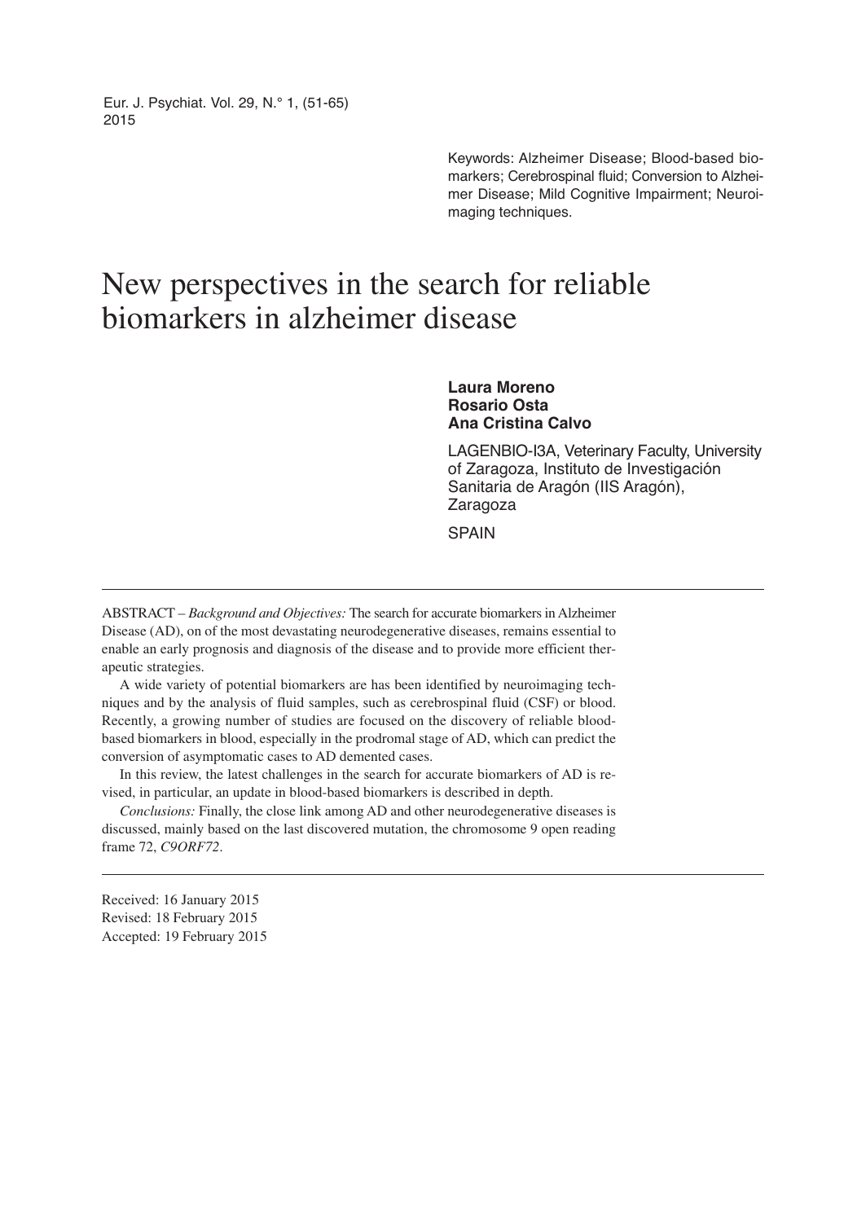Keywords: Alzheimer Disease; Blood-based biomarkers; Cerebrospinal fluid; Conversion to Alzheimer Disease; Mild Cognitive Impairment; Neuroimaging techniques.

# New perspectives in the search for reliable biomarkers in alzheimer disease

**Laura Moreno**
**Rosario Osta**
**Ana Cristina Calvo**

LAGENBIO-I3A, Veterinary Faculty, University of Zaragoza, Instituto de Investigación Sanitaria de Aragón (IIS Aragón), Zaragoza

SPAIN

---

ABSTRACT – *Background and Objectives:* The search for accurate biomarkers in Alzheimer Disease (AD), on of the most devastating neurodegenerative diseases, remains essential to enable an early prognosis and diagnosis of the disease and to provide more efficient therapeutic strategies.

A wide variety of potential biomarkers are has been identified by neuroimaging techniques and by the analysis of fluid samples, such as cerebrospinal fluid (CSF) or blood. Recently, a growing number of studies are focused on the discovery of reliable blood-based biomarkers in blood, especially in the prodromal stage of AD, which can predict the conversion of asymptomatic cases to AD demented cases.

In this review, the latest challenges in the search for accurate biomarkers of AD is revised, in particular, an update in blood-based biomarkers is described in depth.

*Conclusions:* Finally, the close link among AD and other neurodegenerative diseases is discussed, mainly based on the last discovered mutation, the chromosome 9 open reading frame 72, *C9ORF72*.

---

Received: 16 January 2015
Revised: 18 February 2015
Accepted: 19 February 2015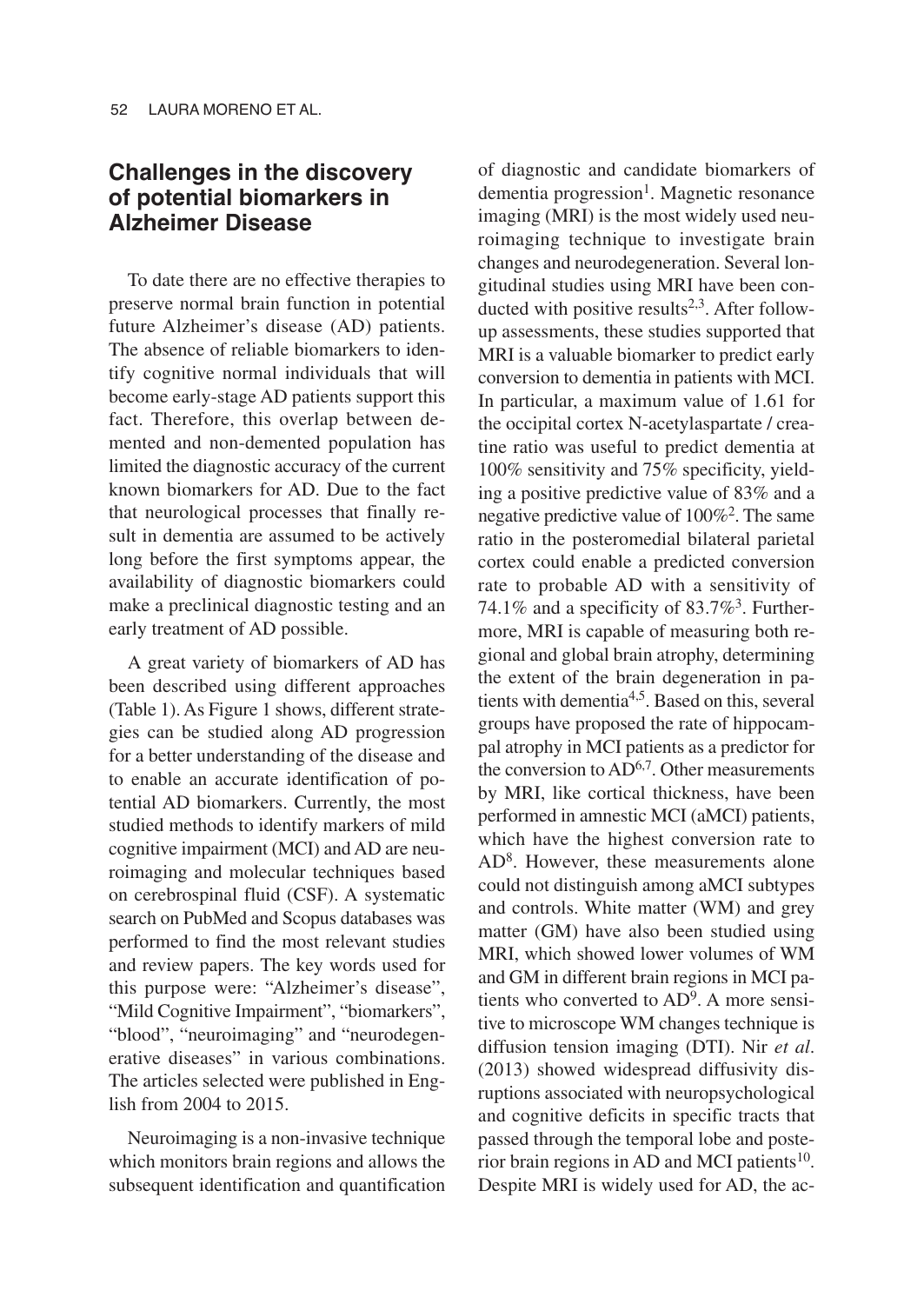## Challenges in the discovery of potential biomarkers in Alzheimer Disease

To date there are no effective therapies to preserve normal brain function in potential future Alzheimer's disease (AD) patients. The absence of reliable biomarkers to identify cognitive normal individuals that will become early-stage AD patients support this fact. Therefore, this overlap between demented and non-demented population has limited the diagnostic accuracy of the current known biomarkers for AD. Due to the fact that neurological processes that finally result in dementia are assumed to be actively long before the first symptoms appear, the availability of diagnostic biomarkers could make a preclinical diagnostic testing and an early treatment of AD possible.

A great variety of biomarkers of AD has been described using different approaches (Table 1). As Figure 1 shows, different strategies can be studied along AD progression for a better understanding of the disease and to enable an accurate identification of potential AD biomarkers. Currently, the most studied methods to identify markers of mild cognitive impairment (MCI) and AD are neuroimaging and molecular techniques based on cerebrospinal fluid (CSF). A systematic search on PubMed and Scopus databases was performed to find the most relevant studies and review papers. The key words used for this purpose were: "Alzheimer's disease", "Mild Cognitive Impairment", "biomarkers", "blood", "neuroimaging" and "neurodegenerative diseases" in various combinations. The articles selected were published in English from 2004 to 2015.

Neuroimaging is a non-invasive technique which monitors brain regions and allows the subsequent identification and quantification of diagnostic and candidate biomarkers of dementia progression[1]. Magnetic resonance imaging (MRI) is the most widely used neuroimaging technique to investigate brain changes and neurodegeneration. Several longitudinal studies using MRI have been conducted with positive results[2,3]. After follow-up assessments, these studies supported that MRI is a valuable biomarker to predict early conversion to dementia in patients with MCI. In particular, a maximum value of 1.61 for the occipital cortex N-acetylaspartate / creatine ratio was useful to predict dementia at 100% sensitivity and 75% specificity, yielding a positive predictive value of 83% and a negative predictive value of 100%[2]. The same ratio in the posteromedial bilateral parietal cortex could enable a predicted conversion rate to probable AD with a sensitivity of 74.1% and a specificity of 83.7%[3]. Furthermore, MRI is capable of measuring both regional and global brain atrophy, determining the extent of the brain degeneration in patients with dementia[4,5]. Based on this, several groups have proposed the rate of hippocampal atrophy in MCI patients as a predictor for the conversion to AD[6,7]. Other measurements by MRI, like cortical thickness, have been performed in amnestic MCI (aMCI) patients, which have the highest conversion rate to AD[8]. However, these measurements alone could not distinguish among aMCI subtypes and controls. White matter (WM) and grey matter (GM) have also been studied using MRI, which showed lower volumes of WM and GM in different brain regions in MCI patients who converted to AD[9]. A more sensitive to microscope WM changes technique is diffusion tension imaging (DTI). Nir *et al.* (2013) showed widespread diffusivity disruptions associated with neuropsychological and cognitive deficits in specific tracts that passed through the temporal lobe and posterior brain regions in AD and MCI patients[10]. Despite MRI is widely used for AD, the ac-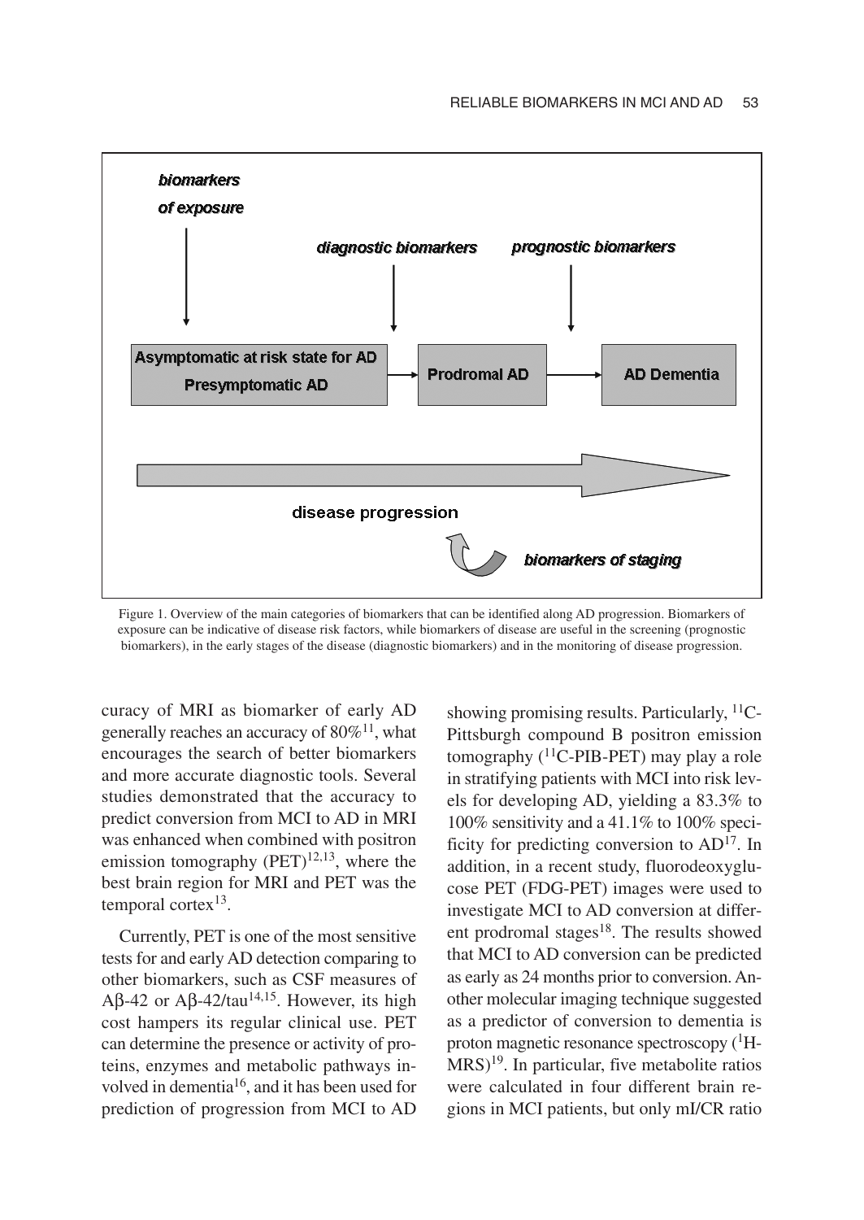Figure 1. Overview of the main categories of biomarkers that can be identified along AD progression. Biomarkers of exposure can be indicative of disease risk factors, while biomarkers of disease are useful in the screening (prognostic biomarkers), in the early stages of the disease (diagnostic biomarkers) and in the monitoring of disease progression.

curacy of MRI as biomarker of early AD generally reaches an accuracy of 80%[11], what encourages the search of better biomarkers and more accurate diagnostic tools. Several studies demonstrated that the accuracy to predict conversion from MCI to AD in MRI was enhanced when combined with positron emission tomography (PET)[12,13], where the best brain region for MRI and PET was the temporal cortex[13].

Currently, PET is one of the most sensitive tests for and early AD detection comparing to other biomarkers, such as CSF measures of Aβ-42 or Aβ-42/tau[14,15]. However, its high cost hampers its regular clinical use. PET can determine the presence or activity of proteins, enzymes and metabolic pathways involved in dementia[16], and it has been used for prediction of progression from MCI to AD showing promising results. Particularly, $^{11}$C-Pittsburgh compound B positron emission tomography ($^{11}$C-PIB-PET) may play a role in stratifying patients with MCI into risk levels for developing AD, yielding a 83.3% to 100% sensitivity and a 41.1% to 100% specificity for predicting conversion to AD[17]. In addition, in a recent study, fluorodeoxyglucose PET (FDG-PET) images were used to investigate MCI to AD conversion at different prodromal stages[18]. The results showed that MCI to AD conversion can be predicted as early as 24 months prior to conversion. Another molecular imaging technique suggested as a predictor of conversion to dementia is proton magnetic resonance spectroscopy ($^{1}$H-MRS)[19]. In particular, five metabolite ratios were calculated in four different brain regions in MCI patients, but only mI/CR ratio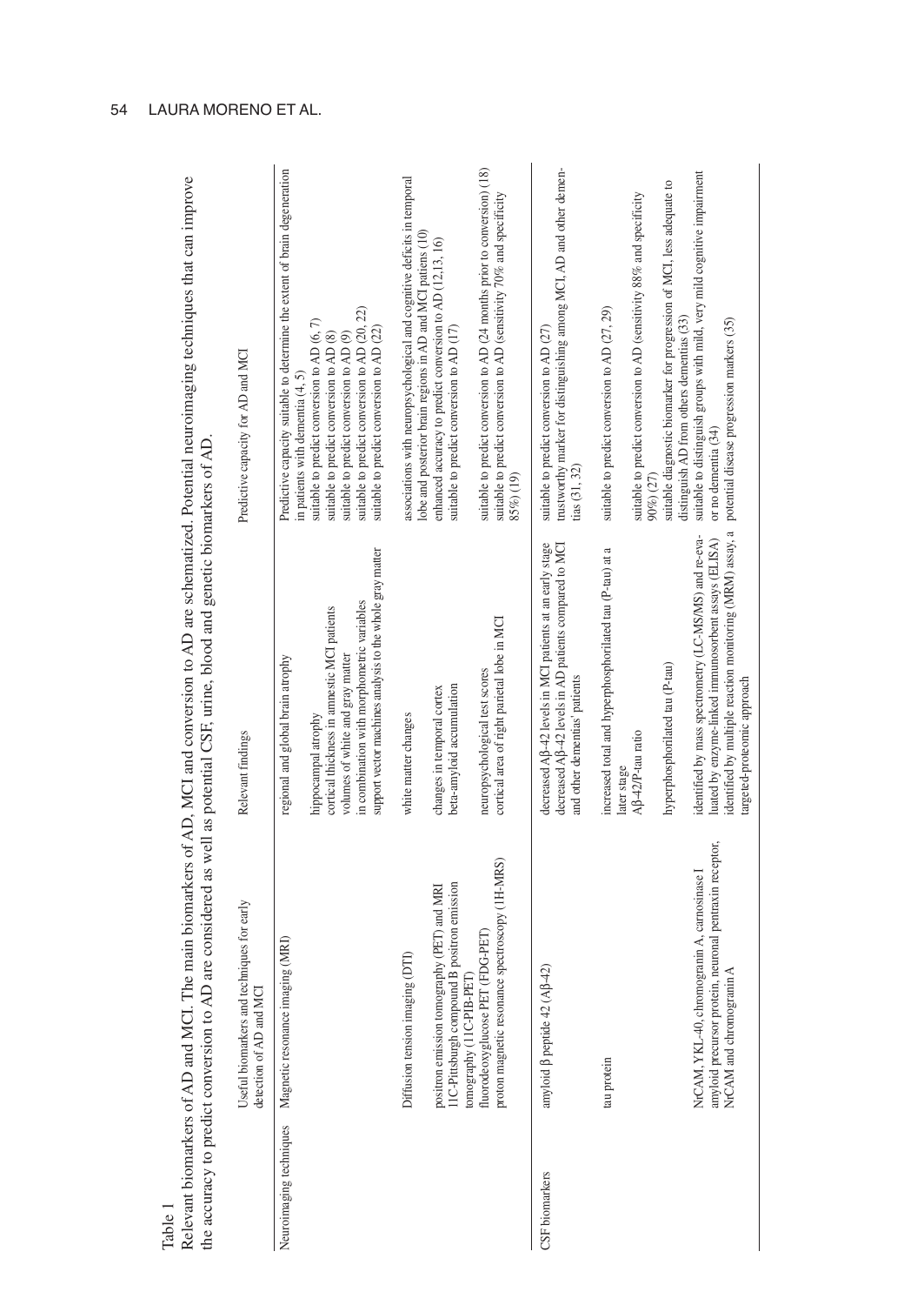Table 1
Relevant biomarkers of AD and MCI. The main biomarkers of AD, MCI and conversion to AD are schematized. Potential neuroimaging techniques that can improve the accuracy to predict conversion to AD are considered as well as potential CSF, urine, blood and genetic biomarkers of AD.

| | Useful biomarkers and techniques for early detection of AD and MCI | Relevant findings | Predictive capacity for AD and MCI |
|---|---|---|---|
| Neuroimaging techniques | Magnetic resonance imaging (MRI) | regional and global brain atrophy | Predictive capacity suitable to determine the extent of brain degeneration in patients with dementia (4, 5) |
| | | hippocampal atrophy | suitable to predict conversion to AD (6, 7) |
| | | cortical thickness in amnestic MCI patients | suitable to predict conversion to AD (8) |
| | | volumes of white and gray matter | suitable to predict conversion to AD (9) |
| | | in combination with morphometric variables | suitable to predict conversion to AD (20, 22) |
| | | support vector machines analysis to the whole gray matter | suitable to predict conversion to AD (22) |
| | Diffusion tension imaging (DTI) | white matter changes | associations with neuropsychological and cognitive deficits in temporal lobe and posterior brain regions in AD and MCI patiens (10) |
| | positron emission tomography (PET) and MRI | changes in temporal cortex | enhanced accuracy to predict conversion to AD (12,13, 16) |
| | 11C-Pittsburgh compound B positron emission tomography (11C-PIB-PET) | beta-amyloid accumulation | suitable to predict conversion to AD (17) |
| | fluorodeoxyglucose PET (FDG-PET) | neuropsychological test scores | suitable to predict conversion to AD (24 months prior to conversion) (18) |
| | proton magnetic resonance spectroscopy (1H-MRS) | cortical area of right parietal lobe in MCI | suitable to predict conversion to AD (sensitivity 70% and specificity 85%) (19) |
| CSF biomarkers | amyloid β peptide 42 (Aβ-42) | decreased Aβ-42 levels in MCI patients at an early stage | suitable to predict conversion to AD (27) |
| | | decreased Aβ-42 levels in AD patients compared to MCI and other dementias' patients | trustworthy marker for distinguishing among MCI, AD and other dementias (31, 32) |
| | tau protein | increased total and hyperphosphorilated tau (P-tau) at a later stage | suitable to predict conversion to AD (27, 29) |
| | | Aβ-42/P-tau ratio | suitable to predict conversion to AD (sensitivity 88% and specificity 90%) (27) |
| | | hyperphosphorilated tau (P-tau) | suitable diagnostic biomarker for progression of MCI, less adequate to distinguish AD from others dementias (33) |
| | NrCAM, YKL-40, chromogranin A, carnosinase I | identified by mass spectrometry (LC-MS/MS) and re-evaluated by enzyme-linked immunosorbent assays (ELISA) | suitable to distinguish groups with mild, very mild cognitive impairment or no dementia (34) |
| | amyloid precursor protein, neuronal pentraxin receptor, NrCAM and chromogranin A | identified by multiple reaction monitoring (MRM) assay, a targeted-proteomic approach | potential disease progression markers (35) |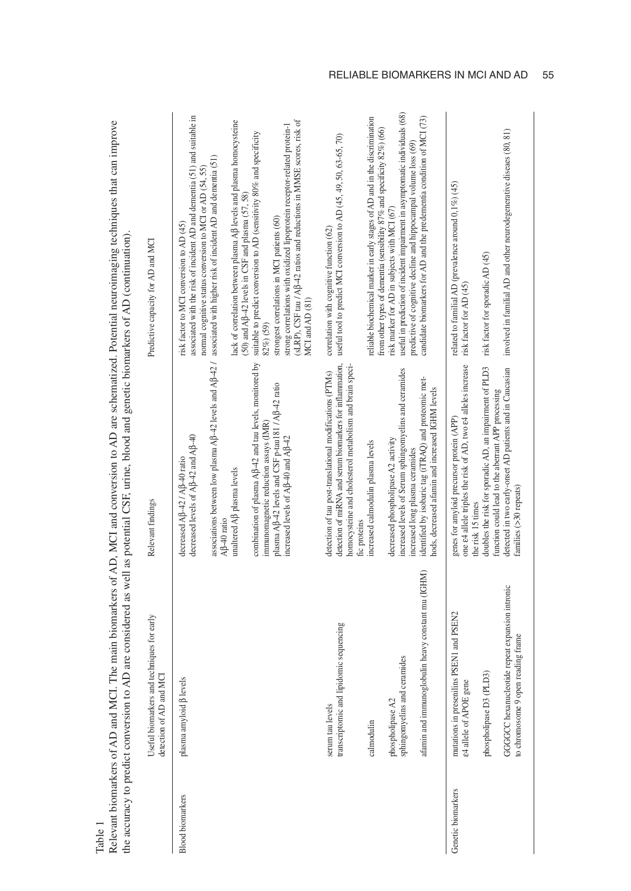Table 1

Relevant biomarkers of AD and MCI. The main biomarkers of AD, MCI and conversion to AD are schematized. Potential neuroimaging techniques that can improve the accuracy to predict conversion to AD are considered as well as potential CSF, urine, blood and genetic biomarkers of AD (continuation).

| | Useful biomarkers and techniques for early detection of AD and MCI | Relevant findings | Predictive capacity for AD and MCI |
|---|---|---|---|
| Blood biomarkers | plasma amyloid β levels | decreased Aβ-42 / Aβ-40 ratio | risk factor to MCI conversion to AD (45) |
| | | decreased levels of Aβ-42 and Aβ-40 | associated with the risk of incident AD and dementia (51) and suitable in normal cognitive status conversion to MCI or AD (54, 55) |
| | | associations between low plasma Aβ-42 levels and Aβ-42 / Aβ-40 ratio | associated with higher risk of incident AD and dementia (51) |
| | | unaltered Aβ plasma levels | lack of correlation between plasma Aβ levels and plasma homocysteine (50) and Aβ-42 levels in CSF and plasma (57, 58) |
| | | combination of plasma Aβ-42 and tau levels, monitored by immunomagnetic reduction assays (IMR) | suitable to predict conversion to AD (sensitivity 80% and specificity 82%) (59) |
| | | plasma Aβ-42 levels and CSF p-tau181 / Aβ-42 ratio | strongest correlations in MCI patients (60) |
| | | increased levels of Aβ-40 and Aβ-42 | strong correlations with oxidized lipoprotein receptor-related protein-1 (sLRP), CSF tau / Aβ-42 ratios and reductions in MMSE scores, risk of MCI and AD (81) |
| | serum tau levels | detection of tau post-translational modifications (PTMs) | correlation with cognitive function (62) |
| | transcriptomic and lipidomic sequencing | detection of miRNA and serum biomarkers for inflammation, homocysteine and cholesterol metabolism and brain specific proteins | useful tool to predict MCI conversion to AD (45, 49, 50, 63-65, 70) |
| | calmodulin | increased calmodulin plasma levels | reliable biochemical marker in early stages of AD and in the discrimination from other types of dementia (sensibility 87% and specificity 82%) (66) |
| | phospholipase A2 | decreased phospholipase A2 activity | risk marker for AD in subjects with MCI (67) |
| | sphingomyelins and ceramides | increased levels of Serum sphingomyelins and ceramides | useful in prediction of incident impairment in asymptomatic individuals (68) |
| | | increased long plasma ceramides | predictive of cognitive decline and hippocampal volume loss (69) |
| | afamin and immunoglobulin heavy constant mu (IGHM) | identified by isobaric tag (iTRAQ) and proteomic methods, decreased afamin and increased IGHM levels | candidate biomarkers for AD and the predementia condition of MCI (73) |
| Genetic biomarkers | mutations in presenilins PSEN1 and PSEN2 | genes for amyloid precursor protein (APP) | related to familial AD (prevalence around 0,1%) (45) |
| | ε4 allele of APOE gene | one ε4 allele triples the risk of AD, two ε4 alleles increase the risk 15 times | risk factor for AD (45) |
| | phospholipase D3 (PLD3) | doubles the risk for sporadic AD, an impairment of PLD3 function could lead to the aberrant APP processing | risk factor for sporadic AD (45) |
| | GGGGCC hexanucleotide repeat expansion intronic to chromosome 9 open reading frame | detected in two early-onset AD patients and in Caucasian families (>30 repeats) | involved in familial AD and other neurodegenerative diseases (80, 81) |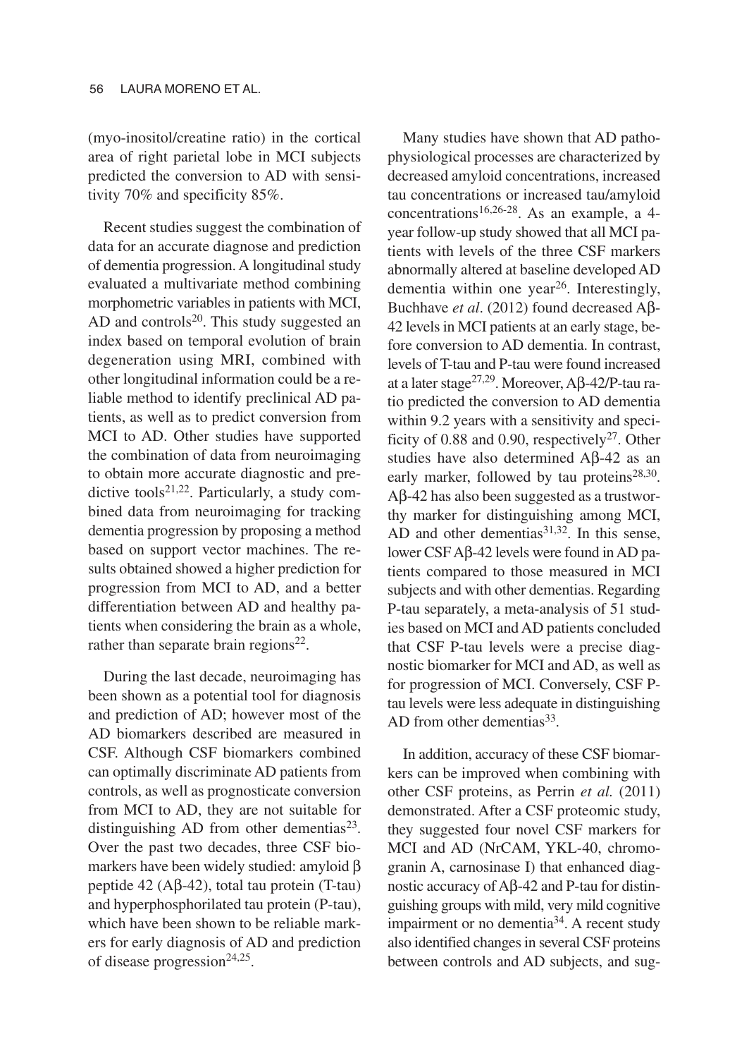(myo-inositol/creatine ratio) in the cortical area of right parietal lobe in MCI subjects predicted the conversion to AD with sensitivity 70% and specificity 85%.

Recent studies suggest the combination of data for an accurate diagnose and prediction of dementia progression. A longitudinal study evaluated a multivariate method combining morphometric variables in patients with MCI, AD and controls[20]. This study suggested an index based on temporal evolution of brain degeneration using MRI, combined with other longitudinal information could be a reliable method to identify preclinical AD patients, as well as to predict conversion from MCI to AD. Other studies have supported the combination of data from neuroimaging to obtain more accurate diagnostic and predictive tools[21,22]. Particularly, a study combined data from neuroimaging for tracking dementia progression by proposing a method based on support vector machines. The results obtained showed a higher prediction for progression from MCI to AD, and a better differentiation between AD and healthy patients when considering the brain as a whole, rather than separate brain regions[22].

During the last decade, neuroimaging has been shown as a potential tool for diagnosis and prediction of AD; however most of the AD biomarkers described are measured in CSF. Although CSF biomarkers combined can optimally discriminate AD patients from controls, as well as prognosticate conversion from MCI to AD, they are not suitable for distinguishing AD from other dementias[23]. Over the past two decades, three CSF biomarkers have been widely studied: amyloid β peptide 42 (Aβ-42), total tau protein (T-tau) and hyperphosphorilated tau protein (P-tau), which have been shown to be reliable markers for early diagnosis of AD and prediction of disease progression[24,25].

Many studies have shown that AD pathophysiological processes are characterized by decreased amyloid concentrations, increased tau concentrations or increased tau/amyloid concentrations[16,26-28]. As an example, a 4-year follow-up study showed that all MCI patients with levels of the three CSF markers abnormally altered at baseline developed AD dementia within one year[26]. Interestingly, Buchhave *et al*. (2012) found decreased Aβ-42 levels in MCI patients at an early stage, before conversion to AD dementia. In contrast, levels of T-tau and P-tau were found increased at a later stage[27,29]. Moreover, Aβ-42/P-tau ratio predicted the conversion to AD dementia within 9.2 years with a sensitivity and specificity of 0.88 and 0.90, respectively[27]. Other studies have also determined Aβ-42 as an early marker, followed by tau proteins[28,30]. Aβ-42 has also been suggested as a trustworthy marker for distinguishing among MCI, AD and other dementias[31,32]. In this sense, lower CSF Aβ-42 levels were found in AD patients compared to those measured in MCI subjects and with other dementias. Regarding P-tau separately, a meta-analysis of 51 studies based on MCI and AD patients concluded that CSF P-tau levels were a precise diagnostic biomarker for MCI and AD, as well as for progression of MCI. Conversely, CSF P-tau levels were less adequate in distinguishing AD from other dementias[33].

In addition, accuracy of these CSF biomarkers can be improved when combining with other CSF proteins, as Perrin *et al.* (2011) demonstrated. After a CSF proteomic study, they suggested four novel CSF markers for MCI and AD (NrCAM, YKL-40, chromogranin A, carnosinase I) that enhanced diagnostic accuracy of Aβ-42 and P-tau for distinguishing groups with mild, very mild cognitive impairment or no dementia[34]. A recent study also identified changes in several CSF proteins between controls and AD subjects, and sug-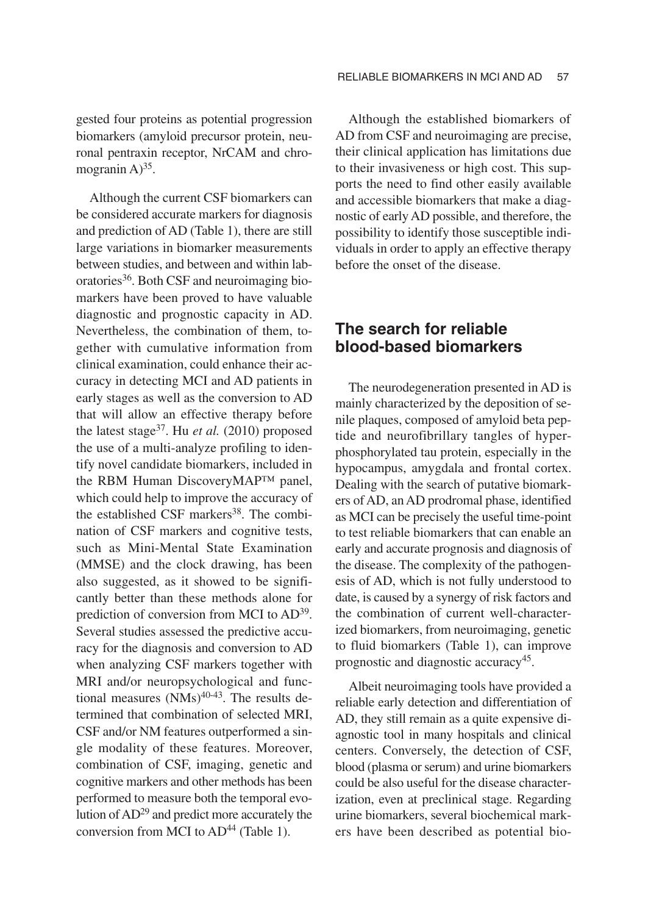gested four proteins as potential progression biomarkers (amyloid precursor protein, neuronal pentraxin receptor, NrCAM and chromogranin A)[35].

Although the current CSF biomarkers can be considered accurate markers for diagnosis and prediction of AD (Table 1), there are still large variations in biomarker measurements between studies, and between and within laboratories[36]. Both CSF and neuroimaging biomarkers have been proved to have valuable diagnostic and prognostic capacity in AD. Nevertheless, the combination of them, together with cumulative information from clinical examination, could enhance their accuracy in detecting MCI and AD patients in early stages as well as the conversion to AD that will allow an effective therapy before the latest stage[37]. Hu *et al.* (2010) proposed the use of a multi-analyze profiling to identify novel candidate biomarkers, included in the RBM Human DiscoveryMAP™ panel, which could help to improve the accuracy of the established CSF markers[38]. The combination of CSF markers and cognitive tests, such as Mini-Mental State Examination (MMSE) and the clock drawing, has been also suggested, as it showed to be significantly better than these methods alone for prediction of conversion from MCI to AD[39]. Several studies assessed the predictive accuracy for the diagnosis and conversion to AD when analyzing CSF markers together with MRI and/or neuropsychological and functional measures (NMs)[40-43]. The results determined that combination of selected MRI, CSF and/or NM features outperformed a single modality of these features. Moreover, combination of CSF, imaging, genetic and cognitive markers and other methods has been performed to measure both the temporal evolution of AD[29] and predict more accurately the conversion from MCI to AD[44] (Table 1).

Although the established biomarkers of AD from CSF and neuroimaging are precise, their clinical application has limitations due to their invasiveness or high cost. This supports the need to find other easily available and accessible biomarkers that make a diagnostic of early AD possible, and therefore, the possibility to identify those susceptible individuals in order to apply an effective therapy before the onset of the disease.

## The search for reliable blood-based biomarkers

The neurodegeneration presented in AD is mainly characterized by the deposition of senile plaques, composed of amyloid beta peptide and neurofibrillary tangles of hyperphosphorylated tau protein, especially in the hypocampus, amygdala and frontal cortex. Dealing with the search of putative biomarkers of AD, an AD prodromal phase, identified as MCI can be precisely the useful time-point to test reliable biomarkers that can enable an early and accurate prognosis and diagnosis of the disease. The complexity of the pathogenesis of AD, which is not fully understood to date, is caused by a synergy of risk factors and the combination of current well-characterized biomarkers, from neuroimaging, genetic to fluid biomarkers (Table 1), can improve prognostic and diagnostic accuracy[45].

Albeit neuroimaging tools have provided a reliable early detection and differentiation of AD, they still remain as a quite expensive diagnostic tool in many hospitals and clinical centers. Conversely, the detection of CSF, blood (plasma or serum) and urine biomarkers could be also useful for the disease characterization, even at preclinical stage. Regarding urine biomarkers, several biochemical markers have been described as potential bio-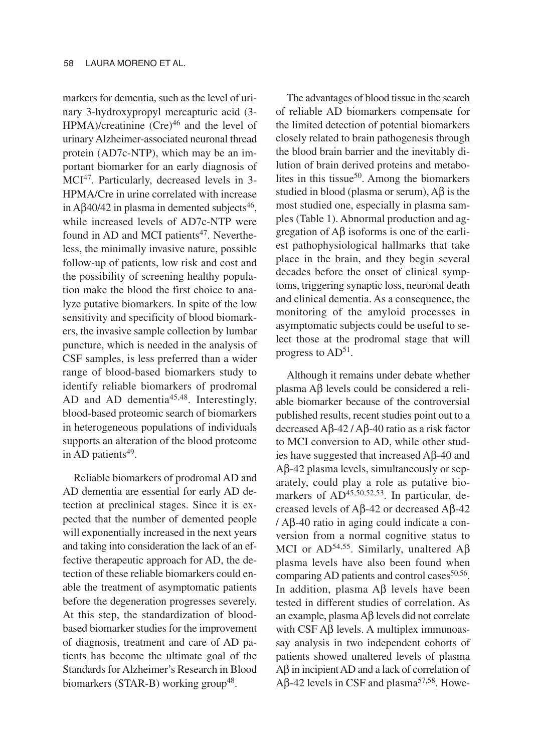markers for dementia, such as the level of urinary 3-hydroxypropyl mercapturic acid (3-HPMA)/creatinine (Cre)[46] and the level of urinary Alzheimer-associated neuronal thread protein (AD7c-NTP), which may be an important biomarker for an early diagnosis of MCI[47]. Particularly, decreased levels in 3-HPMA/Cre in urine correlated with increase in Aβ40/42 in plasma in demented subjects[46], while increased levels of AD7c-NTP were found in AD and MCI patients[47]. Nevertheless, the minimally invasive nature, possible follow-up of patients, low risk and cost and the possibility of screening healthy population make the blood the first choice to analyze putative biomarkers. In spite of the low sensitivity and specificity of blood biomarkers, the invasive sample collection by lumbar puncture, which is needed in the analysis of CSF samples, is less preferred than a wider range of blood-based biomarkers study to identify reliable biomarkers of prodromal AD and AD dementia[45,48]. Interestingly, blood-based proteomic search of biomarkers in heterogeneous populations of individuals supports an alteration of the blood proteome in AD patients[49].

Reliable biomarkers of prodromal AD and AD dementia are essential for early AD detection at preclinical stages. Since it is expected that the number of demented people will exponentially increased in the next years and taking into consideration the lack of an effective therapeutic approach for AD, the detection of these reliable biomarkers could enable the treatment of asymptomatic patients before the degeneration progresses severely. At this step, the standardization of blood-based biomarker studies for the improvement of diagnosis, treatment and care of AD patients has become the ultimate goal of the Standards for Alzheimer's Research in Blood biomarkers (STAR-B) working group[48].

The advantages of blood tissue in the search of reliable AD biomarkers compensate for the limited detection of potential biomarkers closely related to brain pathogenesis through the blood brain barrier and the inevitably dilution of brain derived proteins and metabolites in this tissue[50]. Among the biomarkers studied in blood (plasma or serum), Aβ is the most studied one, especially in plasma samples (Table 1). Abnormal production and aggregation of Aβ isoforms is one of the earliest pathophysiological hallmarks that take place in the brain, and they begin several decades before the onset of clinical symptoms, triggering synaptic loss, neuronal death and clinical dementia. As a consequence, the monitoring of the amyloid processes in asymptomatic subjects could be useful to select those at the prodromal stage that will progress to AD[51].

Although it remains under debate whether plasma Aβ levels could be considered a reliable biomarker because of the controversial published results, recent studies point out to a decreased Aβ-42 / Aβ-40 ratio as a risk factor to MCI conversion to AD, while other studies have suggested that increased Aβ-40 and Aβ-42 plasma levels, simultaneously or separately, could play a role as putative biomarkers of AD[45,50,52,53]. In particular, decreased levels of Aβ-42 or decreased Aβ-42 / Aβ-40 ratio in aging could indicate a conversion from a normal cognitive status to MCI or AD[54,55]. Similarly, unaltered Aβ plasma levels have also been found when comparing AD patients and control cases[50,56]. In addition, plasma Aβ levels have been tested in different studies of correlation. As an example, plasma Aβ levels did not correlate with CSF Aβ levels. A multiplex immunoassay analysis in two independent cohorts of patients showed unaltered levels of plasma Aβ in incipient AD and a lack of correlation of Aβ-42 levels in CSF and plasma[57,58]. Howe-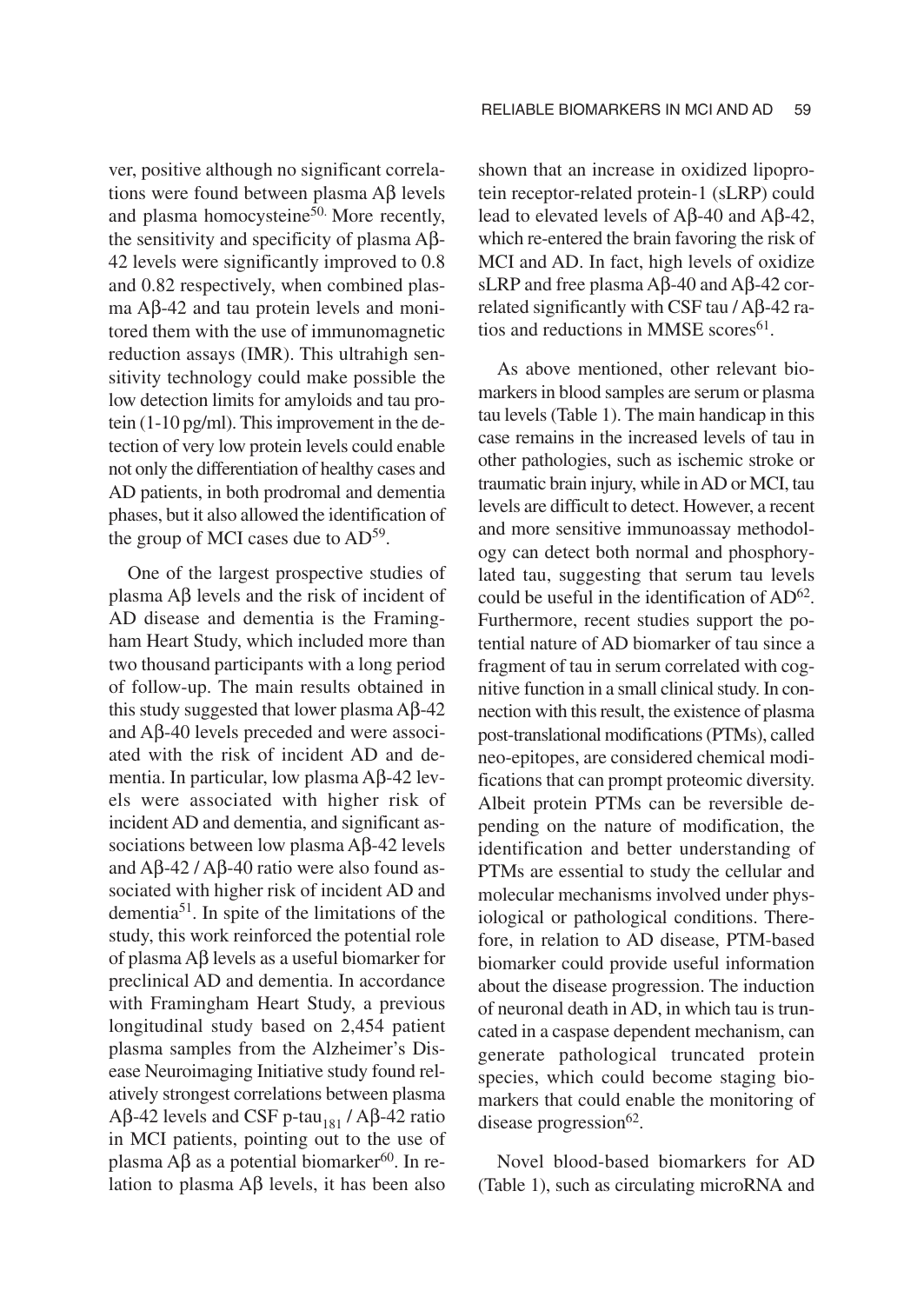ver, positive although no significant correlations were found between plasma Aβ levels and plasma homocysteine[50]. More recently, the sensitivity and specificity of plasma Aβ-42 levels were significantly improved to 0.8 and 0.82 respectively, when combined plasma Aβ-42 and tau protein levels and monitored them with the use of immunomagnetic reduction assays (IMR). This ultrahigh sensitivity technology could make possible the low detection limits for amyloids and tau protein (1-10 pg/ml). This improvement in the detection of very low protein levels could enable not only the differentiation of healthy cases and AD patients, in both prodromal and dementia phases, but it also allowed the identification of the group of MCI cases due to AD[59].

One of the largest prospective studies of plasma Aβ levels and the risk of incident of AD disease and dementia is the Framingham Heart Study, which included more than two thousand participants with a long period of follow-up. The main results obtained in this study suggested that lower plasma Aβ-42 and Aβ-40 levels preceded and were associated with the risk of incident AD and dementia. In particular, low plasma Aβ-42 levels were associated with higher risk of incident AD and dementia, and significant associations between low plasma Aβ-42 levels and Aβ-42 / Aβ-40 ratio were also found associated with higher risk of incident AD and dementia[51]. In spite of the limitations of the study, this work reinforced the potential role of plasma Aβ levels as a useful biomarker for preclinical AD and dementia. In accordance with Framingham Heart Study, a previous longitudinal study based on 2,454 patient plasma samples from the Alzheimer's Disease Neuroimaging Initiative study found relatively strongest correlations between plasma Aβ-42 levels and CSF p-$tau_{181}$ / Aβ-42 ratio in MCI patients, pointing out to the use of plasma Aβ as a potential biomarker[60]. In relation to plasma Aβ levels, it has been also shown that an increase in oxidized lipoprotein receptor-related protein-1 (sLRP) could lead to elevated levels of Aβ-40 and Aβ-42, which re-entered the brain favoring the risk of MCI and AD. In fact, high levels of oxidize sLRP and free plasma Aβ-40 and Aβ-42 correlated significantly with CSF tau / Aβ-42 ratios and reductions in MMSE scores[61].

As above mentioned, other relevant biomarkers in blood samples are serum or plasma tau levels (Table 1). The main handicap in this case remains in the increased levels of tau in other pathologies, such as ischemic stroke or traumatic brain injury, while in AD or MCI, tau levels are difficult to detect. However, a recent and more sensitive immunoassay methodology can detect both normal and phosphorylated tau, suggesting that serum tau levels could be useful in the identification of AD[62]. Furthermore, recent studies support the potential nature of AD biomarker of tau since a fragment of tau in serum correlated with cognitive function in a small clinical study. In connection with this result, the existence of plasma post-translational modifications (PTMs), called neo-epitopes, are considered chemical modifications that can prompt proteomic diversity. Albeit protein PTMs can be reversible depending on the nature of modification, the identification and better understanding of PTMs are essential to study the cellular and molecular mechanisms involved under physiological or pathological conditions. Therefore, in relation to AD disease, PTM-based biomarker could provide useful information about the disease progression. The induction of neuronal death in AD, in which tau is truncated in a caspase dependent mechanism, can generate pathological truncated protein species, which could become staging biomarkers that could enable the monitoring of disease progression[62].

Novel blood-based biomarkers for AD (Table 1), such as circulating microRNA and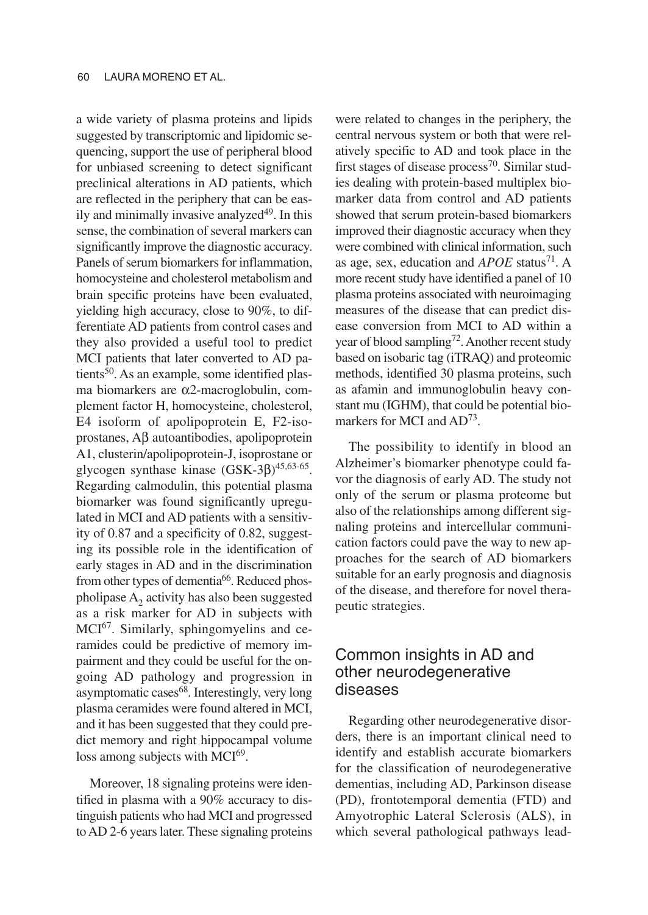a wide variety of plasma proteins and lipids suggested by transcriptomic and lipidomic sequencing, support the use of peripheral blood for unbiased screening to detect significant preclinical alterations in AD patients, which are reflected in the periphery that can be easily and minimally invasive analyzed[49]. In this sense, the combination of several markers can significantly improve the diagnostic accuracy. Panels of serum biomarkers for inflammation, homocysteine and cholesterol metabolism and brain specific proteins have been evaluated, yielding high accuracy, close to 90%, to differentiate AD patients from control cases and they also provided a useful tool to predict MCI patients that later converted to AD patients[50]. As an example, some identified plasma biomarkers are α2-macroglobulin, complement factor H, homocysteine, cholesterol, E4 isoform of apolipoprotein E, F2-isoprostanes, Aβ autoantibodies, apolipoprotein A1, clusterin/apolipoprotein-J, isoprostane or glycogen synthase kinase (GSK-3β)[45,63-65]. Regarding calmodulin, this potential plasma biomarker was found significantly upregulated in MCI and AD patients with a sensitivity of 0.87 and a specificity of 0.82, suggesting its possible role in the identification of early stages in AD and in the discrimination from other types of dementia[66]. Reduced phospholipase $A_2$ activity has also been suggested as a risk marker for AD in subjects with MCI[67]. Similarly, sphingomyelins and ceramides could be predictive of memory impairment and they could be useful for the ongoing AD pathology and progression in asymptomatic cases[68]. Interestingly, very long plasma ceramides were found altered in MCI, and it has been suggested that they could predict memory and right hippocampal volume loss among subjects with MCI[69].

Moreover, 18 signaling proteins were identified in plasma with a 90% accuracy to distinguish patients who had MCI and progressed to AD 2-6 years later. These signaling proteins were related to changes in the periphery, the central nervous system or both that were relatively specific to AD and took place in the first stages of disease process[70]. Similar studies dealing with protein-based multiplex biomarker data from control and AD patients showed that serum protein-based biomarkers improved their diagnostic accuracy when they were combined with clinical information, such as age, sex, education and *APOE* status[71]. A more recent study have identified a panel of 10 plasma proteins associated with neuroimaging measures of the disease that can predict disease conversion from MCI to AD within a year of blood sampling[72]. Another recent study based on isobaric tag (iTRAQ) and proteomic methods, identified 30 plasma proteins, such as afamin and immunoglobulin heavy constant mu (IGHM), that could be potential biomarkers for MCI and AD[73].

The possibility to identify in blood an Alzheimer's biomarker phenotype could favor the diagnosis of early AD. The study not only of the serum or plasma proteome but also of the relationships among different signaling proteins and intercellular communication factors could pave the way to new approaches for the search of AD biomarkers suitable for an early prognosis and diagnosis of the disease, and therefore for novel therapeutic strategies.

## Common insights in AD and other neurodegenerative diseases

Regarding other neurodegenerative disorders, there is an important clinical need to identify and establish accurate biomarkers for the classification of neurodegenerative dementias, including AD, Parkinson disease (PD), frontotemporal dementia (FTD) and Amyotrophic Lateral Sclerosis (ALS), in which several pathological pathways lead-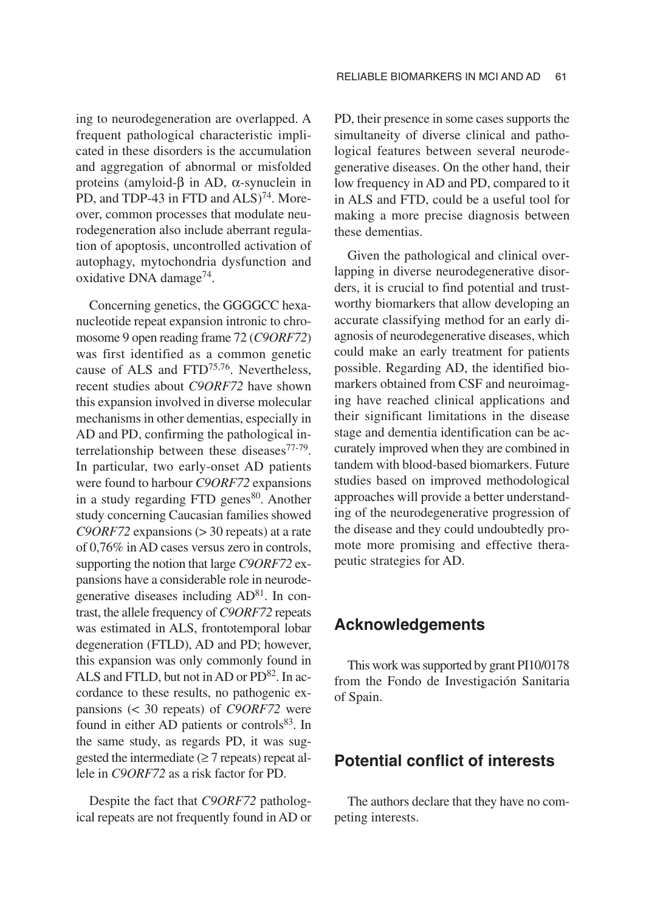ing to neurodegeneration are overlapped. A frequent pathological characteristic implicated in these disorders is the accumulation and aggregation of abnormal or misfolded proteins (amyloid-β in AD, α-synuclein in PD, and TDP-43 in FTD and ALS)[74]. Moreover, common processes that modulate neurodegeneration also include aberrant regulation of apoptosis, uncontrolled activation of autophagy, mytochondria dysfunction and oxidative DNA damage[74].

Concerning genetics, the GGGGCC hexanucleotide repeat expansion intronic to chromosome 9 open reading frame 72 (*C9ORF72*) was first identified as a common genetic cause of ALS and FTD[75,76]. Nevertheless, recent studies about *C9ORF72* have shown this expansion involved in diverse molecular mechanisms in other dementias, especially in AD and PD, confirming the pathological interrelationship between these diseases[77-79]. In particular, two early-onset AD patients were found to harbour *C9ORF72* expansions in a study regarding FTD genes[80]. Another study concerning Caucasian families showed *C9ORF72* expansions (> 30 repeats) at a rate of 0,76% in AD cases versus zero in controls, supporting the notion that large *C9ORF72* expansions have a considerable role in neurodegenerative diseases including AD[81]. In contrast, the allele frequency of *C9ORF72* repeats was estimated in ALS, frontotemporal lobar degeneration (FTLD), AD and PD; however, this expansion was only commonly found in ALS and FTLD, but not in AD or PD[82]. In accordance to these results, no pathogenic expansions (< 30 repeats) of *C9ORF72* were found in either AD patients or controls[83]. In the same study, as regards PD, it was suggested the intermediate (≥ 7 repeats) repeat allele in *C9ORF72* as a risk factor for PD.

Despite the fact that *C9ORF72* pathological repeats are not frequently found in AD or PD, their presence in some cases supports the simultaneity of diverse clinical and pathological features between several neurodegenerative diseases. On the other hand, their low frequency in AD and PD, compared to it in ALS and FTD, could be a useful tool for making a more precise diagnosis between these dementias.

Given the pathological and clinical overlapping in diverse neurodegenerative disorders, it is crucial to find potential and trustworthy biomarkers that allow developing an accurate classifying method for an early diagnosis of neurodegenerative diseases, which could make an early treatment for patients possible. Regarding AD, the identified biomarkers obtained from CSF and neuroimaging have reached clinical applications and their significant limitations in the disease stage and dementia identification can be accurately improved when they are combined in tandem with blood-based biomarkers. Future studies based on improved methodological approaches will provide a better understanding of the neurodegenerative progression of the disease and they could undoubtedly promote more promising and effective therapeutic strategies for AD.

## Acknowledgements

This work was supported by grant PI10/0178 from the Fondo de Investigación Sanitaria of Spain.

## Potential conflict of interests

The authors declare that they have no competing interests.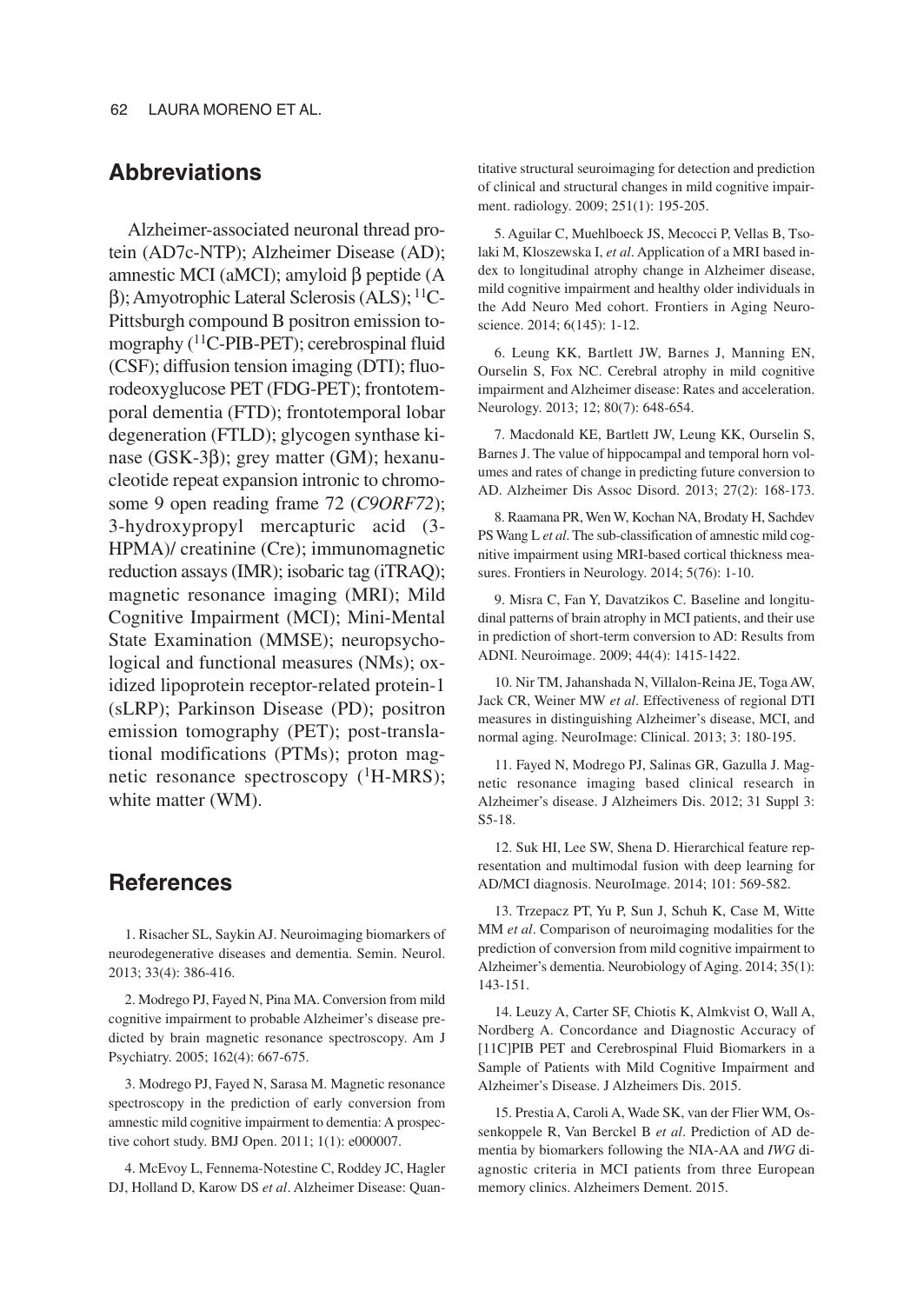## Abbreviations

Alzheimer-associated neuronal thread protein (AD7c-NTP); Alzheimer Disease (AD); amnestic MCI (aMCI); amyloid β peptide (A β); Amyotrophic Lateral Sclerosis (ALS); $^{11}$C-Pittsburgh compound B positron emission tomography ($^{11}$C-PIB-PET); cerebrospinal fluid (CSF); diffusion tension imaging (DTI); fluorodeoxyglucose PET (FDG-PET); frontotemporal dementia (FTD); frontotemporal lobar degeneration (FTLD); glycogen synthase kinase (GSK-3β); grey matter (GM); hexanucleotide repeat expansion intronic to chromosome 9 open reading frame 72 (*C9ORF72*); 3-hydroxypropyl mercapturic acid (3-HPMA)/ creatinine (Cre); immunomagnetic reduction assays (IMR); isobaric tag (iTRAQ); magnetic resonance imaging (MRI); Mild Cognitive Impairment (MCI); Mini-Mental State Examination (MMSE); neuropsychological and functional measures (NMs); oxidized lipoprotein receptor-related protein-1 (sLRP); Parkinson Disease (PD); positron emission tomography (PET); post-translational modifications (PTMs); proton magnetic resonance spectroscopy ($^{1}$H-MRS); white matter (WM).

## References

1. Risacher SL, Saykin AJ. Neuroimaging biomarkers of neurodegenerative diseases and dementia. Semin. Neurol. 2013; 33(4): 386-416.

2. Modrego PJ, Fayed N, Pina MA. Conversion from mild cognitive impairment to probable Alzheimer's disease predicted by brain magnetic resonance spectroscopy. Am J Psychiatry. 2005; 162(4): 667-675.

3. Modrego PJ, Fayed N, Sarasa M. Magnetic resonance spectroscopy in the prediction of early conversion from amnestic mild cognitive impairment to dementia: A prospective cohort study. BMJ Open. 2011; 1(1): e000007.

4. McEvoy L, Fennema-Notestine C, Roddey JC, Hagler DJ, Holland D, Karow DS *et al*. Alzheimer Disease: Quantitative structural seuroimaging for detection and prediction of clinical and structural changes in mild cognitive impairment. radiology. 2009; 251(1): 195-205.

5. Aguilar C, Muehlboeck JS, Mecocci P, Vellas B, Tsolaki M, Kloszewska I, *et al*. Application of a MRI based index to longitudinal atrophy change in Alzheimer disease, mild cognitive impairment and healthy older individuals in the Add Neuro Med cohort. Frontiers in Aging Neuroscience. 2014; 6(145): 1-12.

6. Leung KK, Bartlett JW, Barnes J, Manning EN, Ourselin S, Fox NC. Cerebral atrophy in mild cognitive impairment and Alzheimer disease: Rates and acceleration. Neurology. 2013; 12; 80(7): 648-654.

7. Macdonald KE, Bartlett JW, Leung KK, Ourselin S, Barnes J. The value of hippocampal and temporal horn volumes and rates of change in predicting future conversion to AD. Alzheimer Dis Assoc Disord. 2013; 27(2): 168-173.

8. Raamana PR, Wen W, Kochan NA, Brodaty H, Sachdev PS Wang L *et al*. The sub-classification of amnestic mild cognitive impairment using MRI-based cortical thickness measures. Frontiers in Neurology. 2014; 5(76): 1-10.

9. Misra C, Fan Y, Davatzikos C. Baseline and longitudinal patterns of brain atrophy in MCI patients, and their use in prediction of short-term conversion to AD: Results from ADNI. Neuroimage. 2009; 44(4): 1415-1422.

10. Nir TM, Jahanshada N, Villalon-Reina JE, Toga AW, Jack CR, Weiner MW *et al*. Effectiveness of regional DTI measures in distinguishing Alzheimer's disease, MCI, and normal aging. NeuroImage: Clinical. 2013; 3: 180-195.

11. Fayed N, Modrego PJ, Salinas GR, Gazulla J. Magnetic resonance imaging based clinical research in Alzheimer's disease. J Alzheimers Dis. 2012; 31 Suppl 3: S5-18.

12. Suk HI, Lee SW, Shena D. Hierarchical feature representation and multimodal fusion with deep learning for AD/MCI diagnosis. NeuroImage. 2014; 101: 569-582.

13. Trzepacz PT, Yu P, Sun J, Schuh K, Case M, Witte MM *et al*. Comparison of neuroimaging modalities for the prediction of conversion from mild cognitive impairment to Alzheimer's dementia. Neurobiology of Aging. 2014; 35(1): 143-151.

14. Leuzy A, Carter SF, Chiotis K, Almkvist O, Wall A, Nordberg A. Concordance and Diagnostic Accuracy of [11C]PIB PET and Cerebrospinal Fluid Biomarkers in a Sample of Patients with Mild Cognitive Impairment and Alzheimer's Disease. J Alzheimers Dis. 2015.

15. Prestia A, Caroli A, Wade SK, van der Flier WM, Ossenkoppele R, Van Berckel B *et al*. Prediction of AD dementia by biomarkers following the NIA-AA and *IWG* diagnostic criteria in MCI patients from three European memory clinics. Alzheimers Dement. 2015.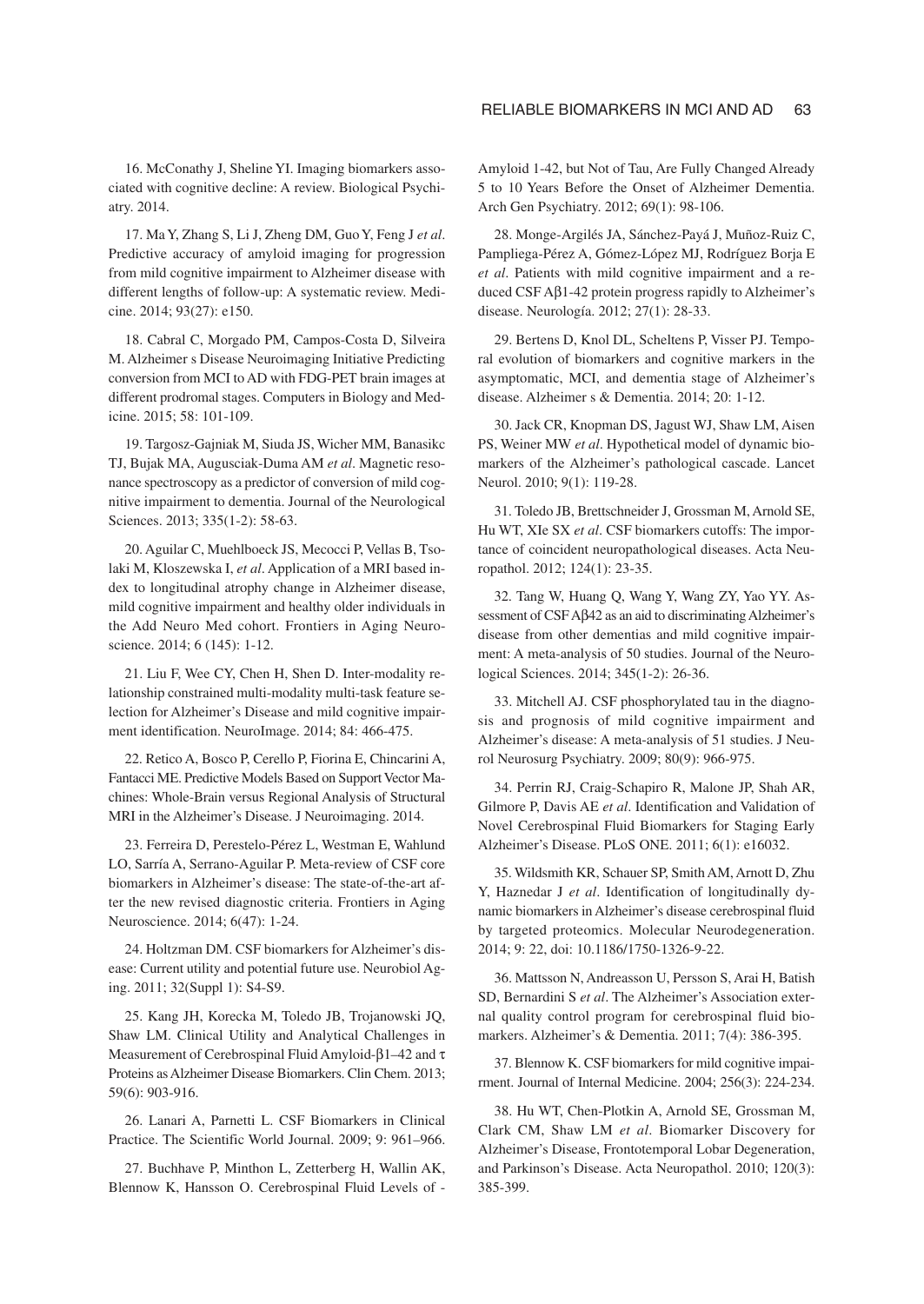16. McConathy J, Sheline YI. Imaging biomarkers associated with cognitive decline: A review. Biological Psychiatry. 2014.

17. Ma Y, Zhang S, Li J, Zheng DM, Guo Y, Feng J *et al*. Predictive accuracy of amyloid imaging for progression from mild cognitive impairment to Alzheimer disease with different lengths of follow-up: A systematic review. Medicine. 2014; 93(27): e150.

18. Cabral C, Morgado PM, Campos-Costa D, Silveira M. Alzheimer s Disease Neuroimaging Initiative Predicting conversion from MCI to AD with FDG-PET brain images at different prodromal stages. Computers in Biology and Medicine. 2015; 58: 101-109.

19. Targosz-Gajniak M, Siuda JS, Wicher MM, Banasikc TJ, Bujak MA, Augusciak-Duma AM *et al*. Magnetic resonance spectroscopy as a predictor of conversion of mild cognitive impairment to dementia. Journal of the Neurological Sciences. 2013; 335(1-2): 58-63.

20. Aguilar C, Muehlboeck JS, Mecocci P, Vellas B, Tsolaki M, Kloszewska I, *et al*. Application of a MRI based index to longitudinal atrophy change in Alzheimer disease, mild cognitive impairment and healthy older individuals in the Add Neuro Med cohort. Frontiers in Aging Neuroscience. 2014; 6 (145): 1-12.

21. Liu F, Wee CY, Chen H, Shen D. Inter-modality relationship constrained multi-modality multi-task feature selection for Alzheimer's Disease and mild cognitive impairment identification. NeuroImage. 2014; 84: 466-475.

22. Retico A, Bosco P, Cerello P, Fiorina E, Chincarini A, Fantacci ME. Predictive Models Based on Support Vector Machines: Whole-Brain versus Regional Analysis of Structural MRI in the Alzheimer's Disease. J Neuroimaging. 2014.

23. Ferreira D, Perestelo-Pérez L, Westman E, Wahlund LO, Sarría A, Serrano-Aguilar P. Meta-review of CSF core biomarkers in Alzheimer's disease: The state-of-the-art after the new revised diagnostic criteria. Frontiers in Aging Neuroscience. 2014; 6(47): 1-24.

24. Holtzman DM. CSF biomarkers for Alzheimer's disease: Current utility and potential future use. Neurobiol Aging. 2011; 32(Suppl 1): S4-S9.

25. Kang JH, Korecka M, Toledo JB, Trojanowski JQ, Shaw LM. Clinical Utility and Analytical Challenges in Measurement of Cerebrospinal Fluid Amyloid-β1–42 and τ Proteins as Alzheimer Disease Biomarkers. Clin Chem. 2013; 59(6): 903-916.

26. Lanari A, Parnetti L. CSF Biomarkers in Clinical Practice. The Scientific World Journal. 2009; 9: 961–966.

27. Buchhave P, Minthon L, Zetterberg H, Wallin AK, Blennow K, Hansson O. Cerebrospinal Fluid Levels of -Amyloid 1-42, but Not of Tau, Are Fully Changed Already 5 to 10 Years Before the Onset of Alzheimer Dementia. Arch Gen Psychiatry. 2012; 69(1): 98-106.

28. Monge-Argilés JA, Sánchez-Payá J, Muñoz-Ruiz C, Pampliega-Pérez A, Gómez-López MJ, Rodríguez Borja E *et al*. Patients with mild cognitive impairment and a reduced CSF Aβ1-42 protein progress rapidly to Alzheimer's disease. Neurología. 2012; 27(1): 28-33.

29. Bertens D, Knol DL, Scheltens P, Visser PJ. Temporal evolution of biomarkers and cognitive markers in the asymptomatic, MCI, and dementia stage of Alzheimer's disease. Alzheimer s & Dementia. 2014; 20: 1-12.

30. Jack CR, Knopman DS, Jagust WJ, Shaw LM, Aisen PS, Weiner MW *et al*. Hypothetical model of dynamic biomarkers of the Alzheimer's pathological cascade. Lancet Neurol. 2010; 9(1): 119-28.

31. Toledo JB, Brettschneider J, Grossman M, Arnold SE, Hu WT, XIe SX *et al*. CSF biomarkers cutoffs: The importance of coincident neuropathological diseases. Acta Neuropathol. 2012; 124(1): 23-35.

32. Tang W, Huang Q, Wang Y, Wang ZY, Yao YY. Assessment of CSF Aβ42 as an aid to discriminating Alzheimer's disease from other dementias and mild cognitive impairment: A meta-analysis of 50 studies. Journal of the Neurological Sciences. 2014; 345(1-2): 26-36.

33. Mitchell AJ. CSF phosphorylated tau in the diagnosis and prognosis of mild cognitive impairment and Alzheimer's disease: A meta-analysis of 51 studies. J Neurol Neurosurg Psychiatry. 2009; 80(9): 966-975.

34. Perrin RJ, Craig-Schapiro R, Malone JP, Shah AR, Gilmore P, Davis AE *et al*. Identification and Validation of Novel Cerebrospinal Fluid Biomarkers for Staging Early Alzheimer's Disease. PLoS ONE. 2011; 6(1): e16032.

35. Wildsmith KR, Schauer SP, Smith AM, Arnott D, Zhu Y, Haznedar J *et al*. Identification of longitudinally dynamic biomarkers in Alzheimer's disease cerebrospinal fluid by targeted proteomics. Molecular Neurodegeneration. 2014; 9: 22, doi: 10.1186/1750-1326-9-22.

36. Mattsson N, Andreasson U, Persson S, Arai H, Batish SD, Bernardini S *et al*. The Alzheimer's Association external quality control program for cerebrospinal fluid biomarkers. Alzheimer's & Dementia. 2011; 7(4): 386-395.

37. Blennow K. CSF biomarkers for mild cognitive impairment. Journal of Internal Medicine. 2004; 256(3): 224-234.

38. Hu WT, Chen-Plotkin A, Arnold SE, Grossman M, Clark CM, Shaw LM *et al*. Biomarker Discovery for Alzheimer's Disease, Frontotemporal Lobar Degeneration, and Parkinson's Disease. Acta Neuropathol. 2010; 120(3): 385-399.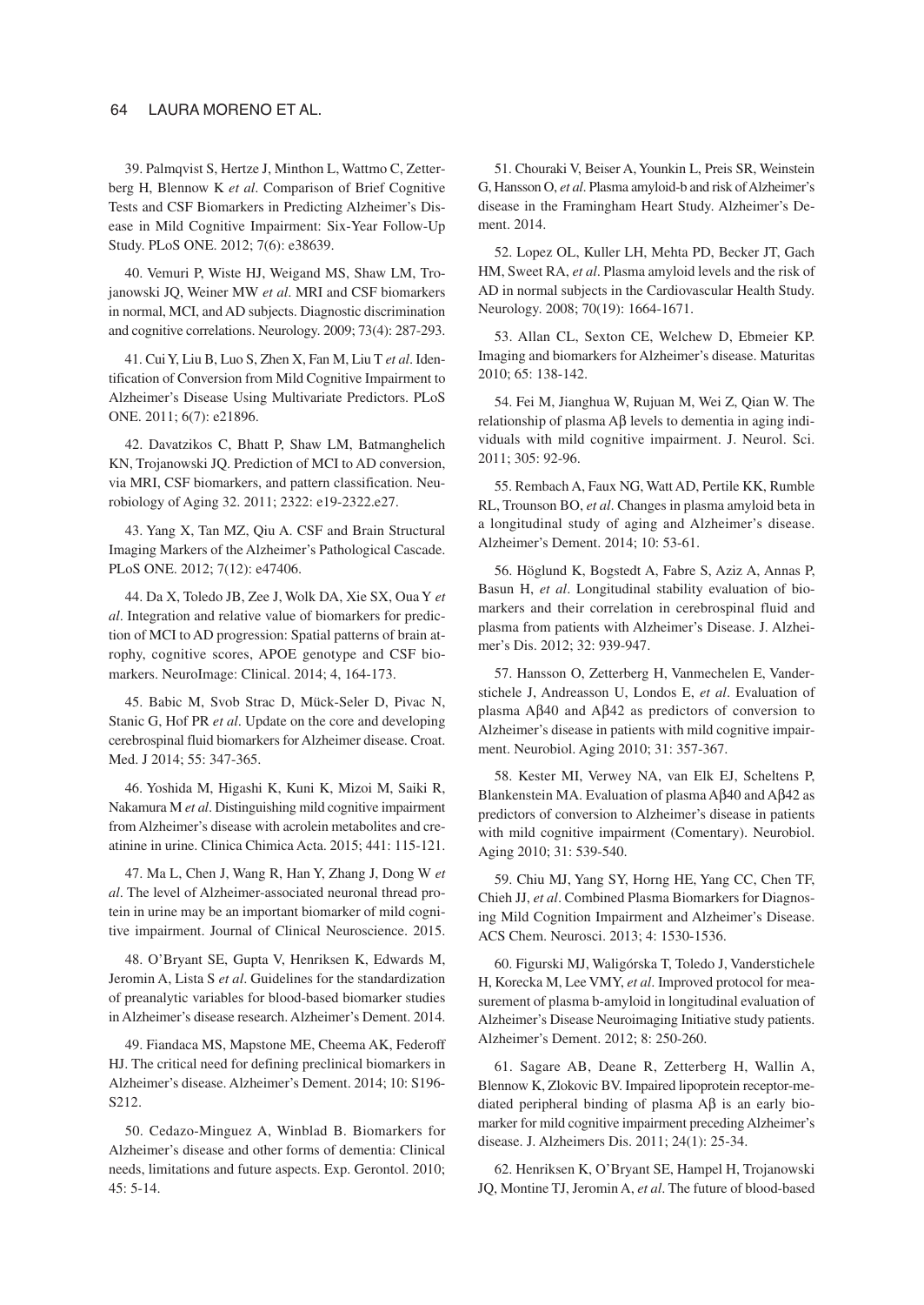39. Palmqvist S, Hertze J, Minthon L, Wattmo C, Zetterberg H, Blennow K *et al*. Comparison of Brief Cognitive Tests and CSF Biomarkers in Predicting Alzheimer's Disease in Mild Cognitive Impairment: Six-Year Follow-Up Study. PLoS ONE. 2012; 7(6): e38639.

40. Vemuri P, Wiste HJ, Weigand MS, Shaw LM, Trojanowski JQ, Weiner MW *et al*. MRI and CSF biomarkers in normal, MCI, and AD subjects. Diagnostic discrimination and cognitive correlations. Neurology. 2009; 73(4): 287-293.

41. Cui Y, Liu B, Luo S, Zhen X, Fan M, Liu T *et al*. Identification of Conversion from Mild Cognitive Impairment to Alzheimer's Disease Using Multivariate Predictors. PLoS ONE. 2011; 6(7): e21896.

42. Davatzikos C, Bhatt P, Shaw LM, Batmanghelich KN, Trojanowski JQ. Prediction of MCI to AD conversion, via MRI, CSF biomarkers, and pattern classification. Neurobiology of Aging 32. 2011; 2322: e19-2322.e27.

43. Yang X, Tan MZ, Qiu A. CSF and Brain Structural Imaging Markers of the Alzheimer's Pathological Cascade. PLoS ONE. 2012; 7(12): e47406.

44. Da X, Toledo JB, Zee J, Wolk DA, Xie SX, Oua Y *et al*. Integration and relative value of biomarkers for prediction of MCI to AD progression: Spatial patterns of brain atrophy, cognitive scores, APOE genotype and CSF biomarkers. NeuroImage: Clinical. 2014; 4, 164-173.

45. Babic M, Svob Strac D, Mück-Seler D, Pivac N, Stanic G, Hof PR *et al*. Update on the core and developing cerebrospinal fluid biomarkers for Alzheimer disease. Croat. Med. J 2014; 55: 347-365.

46. Yoshida M, Higashi K, Kuni K, Mizoi M, Saiki R, Nakamura M *et al*. Distinguishing mild cognitive impairment from Alzheimer's disease with acrolein metabolites and creatinine in urine. Clinica Chimica Acta. 2015; 441: 115-121.

47. Ma L, Chen J, Wang R, Han Y, Zhang J, Dong W *et al*. The level of Alzheimer-associated neuronal thread protein in urine may be an important biomarker of mild cognitive impairment. Journal of Clinical Neuroscience. 2015.

48. O'Bryant SE, Gupta V, Henriksen K, Edwards M, Jeromin A, Lista S *et al*. Guidelines for the standardization of preanalytic variables for blood-based biomarker studies in Alzheimer's disease research. Alzheimer's Dement. 2014.

49. Fiandaca MS, Mapstone ME, Cheema AK, Federoff HJ. The critical need for defining preclinical biomarkers in Alzheimer's disease. Alzheimer's Dement. 2014; 10: S196-S212.

50. Cedazo-Minguez A, Winblad B. Biomarkers for Alzheimer's disease and other forms of dementia: Clinical needs, limitations and future aspects. Exp. Gerontol. 2010; 45: 5-14.

51. Chouraki V, Beiser A, Younkin L, Preis SR, Weinstein G, Hansson O, *et al*. Plasma amyloid-b and risk of Alzheimer's disease in the Framingham Heart Study. Alzheimer's Dement. 2014.

52. Lopez OL, Kuller LH, Mehta PD, Becker JT, Gach HM, Sweet RA, *et al*. Plasma amyloid levels and the risk of AD in normal subjects in the Cardiovascular Health Study. Neurology. 2008; 70(19): 1664-1671.

53. Allan CL, Sexton CE, Welchew D, Ebmeier KP. Imaging and biomarkers for Alzheimer's disease. Maturitas 2010; 65: 138-142.

54. Fei M, Jianghua W, Rujuan M, Wei Z, Qian W. The relationship of plasma Aβ levels to dementia in aging individuals with mild cognitive impairment. J. Neurol. Sci. 2011; 305: 92-96.

55. Rembach A, Faux NG, Watt AD, Pertile KK, Rumble RL, Trounson BO, *et al*. Changes in plasma amyloid beta in a longitudinal study of aging and Alzheimer's disease. Alzheimer's Dement. 2014; 10: 53-61.

56. Höglund K, Bogstedt A, Fabre S, Aziz A, Annas P, Basun H, *et al*. Longitudinal stability evaluation of biomarkers and their correlation in cerebrospinal fluid and plasma from patients with Alzheimer's Disease. J. Alzheimer's Dis. 2012; 32: 939-947.

57. Hansson O, Zetterberg H, Vanmechelen E, Vanderstichele J, Andreasson U, Londos E, *et al*. Evaluation of plasma Aβ40 and Aβ42 as predictors of conversion to Alzheimer's disease in patients with mild cognitive impairment. Neurobiol. Aging 2010; 31: 357-367.

58. Kester MI, Verwey NA, van Elk EJ, Scheltens P, Blankenstein MA. Evaluation of plasma Aβ40 and Aβ42 as predictors of conversion to Alzheimer's disease in patients with mild cognitive impairment (Comentary). Neurobiol. Aging 2010; 31: 539-540.

59. Chiu MJ, Yang SY, Horng HE, Yang CC, Chen TF, Chieh JJ, *et al*. Combined Plasma Biomarkers for Diagnosing Mild Cognition Impairment and Alzheimer's Disease. ACS Chem. Neurosci. 2013; 4: 1530-1536.

60. Figurski MJ, Waligórska T, Toledo J, Vanderstichele H, Korecka M, Lee VMY, *et al*. Improved protocol for measurement of plasma b-amyloid in longitudinal evaluation of Alzheimer's Disease Neuroimaging Initiative study patients. Alzheimer's Dement. 2012; 8: 250-260.

61. Sagare AB, Deane R, Zetterberg H, Wallin A, Blennow K, Zlokovic BV. Impaired lipoprotein receptor-mediated peripheral binding of plasma Aβ is an early biomarker for mild cognitive impairment preceding Alzheimer's disease. J. Alzheimers Dis. 2011; 24(1): 25-34.

62. Henriksen K, O'Bryant SE, Hampel H, Trojanowski JQ, Montine TJ, Jeromin A, *et al*. The future of blood-based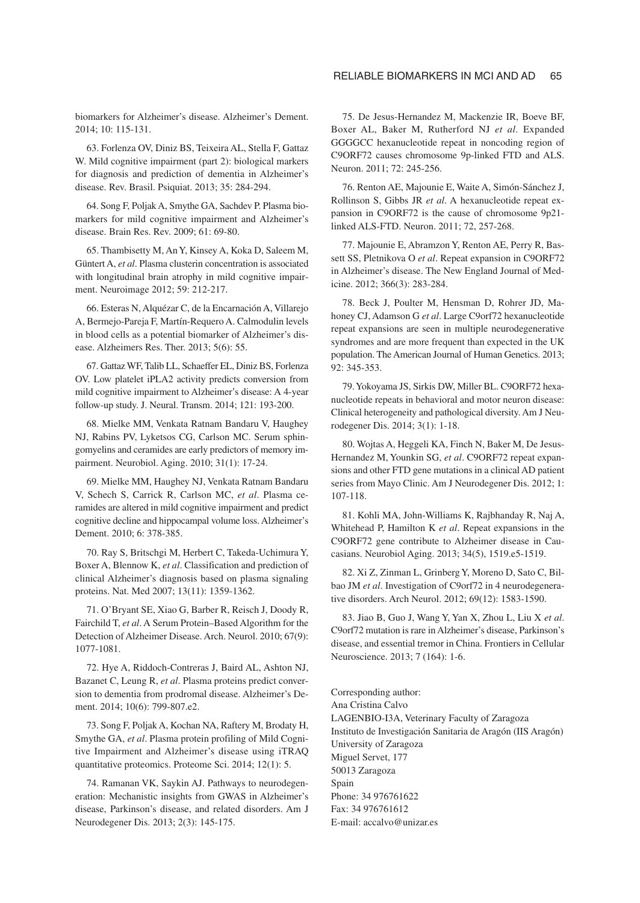biomarkers for Alzheimer's disease. Alzheimer's Dement. 2014; 10: 115-131.

63. Forlenza OV, Diniz BS, Teixeira AL, Stella F, Gattaz W. Mild cognitive impairment (part 2): biological markers for diagnosis and prediction of dementia in Alzheimer's disease. Rev. Brasil. Psiquiat. 2013; 35: 284-294.

64. Song F, Poljak A, Smythe GA, Sachdev P. Plasma biomarkers for mild cognitive impairment and Alzheimer's disease. Brain Res. Rev. 2009; 61: 69-80.

65. Thambisetty M, An Y, Kinsey A, Koka D, Saleem M, Güntert A, *et al*. Plasma clusterin concentration is associated with longitudinal brain atrophy in mild cognitive impairment. Neuroimage 2012; 59: 212-217.

66. Esteras N, Alquézar C, de la Encarnación A, Villarejo A, Bermejo-Pareja F, Martín-Requero A. Calmodulin levels in blood cells as a potential biomarker of Alzheimer's disease. Alzheimers Res. Ther. 2013; 5(6): 55.

67. Gattaz WF, Talib LL, Schaeffer EL, Diniz BS, Forlenza OV. Low platelet iPLA2 activity predicts conversion from mild cognitive impairment to Alzheimer's disease: A 4-year follow-up study. J. Neural. Transm. 2014; 121: 193-200.

68. Mielke MM, Venkata Ratnam Bandaru V, Haughey NJ, Rabins PV, Lyketsos CG, Carlson MC. Serum sphingomyelins and ceramides are early predictors of memory impairment. Neurobiol. Aging. 2010; 31(1): 17-24.

69. Mielke MM, Haughey NJ, Venkata Ratnam Bandaru V, Schech S, Carrick R, Carlson MC, *et al*. Plasma ceramides are altered in mild cognitive impairment and predict cognitive decline and hippocampal volume loss. Alzheimer's Dement. 2010; 6: 378-385.

70. Ray S, Britschgi M, Herbert C, Takeda-Uchimura Y, Boxer A, Blennow K, *et al*. Classification and prediction of clinical Alzheimer's diagnosis based on plasma signaling proteins. Nat. Med 2007; 13(11): 1359-1362.

71. O'Bryant SE, Xiao G, Barber R, Reisch J, Doody R, Fairchild T, *et al*. A Serum Protein–Based Algorithm for the Detection of Alzheimer Disease. Arch. Neurol. 2010; 67(9): 1077-1081.

72. Hye A, Riddoch-Contreras J, Baird AL, Ashton NJ, Bazanet C, Leung R, *et al*. Plasma proteins predict conversion to dementia from prodromal disease. Alzheimer's Dement. 2014; 10(6): 799-807.e2.

73. Song F, Poljak A, Kochan NA, Raftery M, Brodaty H, Smythe GA, *et al*. Plasma protein profiling of Mild Cognitive Impairment and Alzheimer's disease using iTRAQ quantitative proteomics. Proteome Sci. 2014; 12(1): 5.

74. Ramanan VK, Saykin AJ. Pathways to neurodegeneration: Mechanistic insights from GWAS in Alzheimer's disease, Parkinson's disease, and related disorders. Am J Neurodegener Dis. 2013; 2(3): 145-175.

75. De Jesus-Hernandez M, Mackenzie IR, Boeve BF, Boxer AL, Baker M, Rutherford NJ *et al*. Expanded GGGGCC hexanucleotide repeat in noncoding region of C9ORF72 causes chromosome 9p-linked FTD and ALS. Neuron. 2011; 72: 245-256.

76. Renton AE, Majounie E, Waite A, Simón-Sánchez J, Rollinson S, Gibbs JR *et al*. A hexanucleotide repeat expansion in C9ORF72 is the cause of chromosome 9p21-linked ALS-FTD. Neuron. 2011; 72, 257-268.

77. Majounie E, Abramzon Y, Renton AE, Perry R, Bassett SS, Pletnikova O *et al*. Repeat expansion in C9ORF72 in Alzheimer's disease. The New England Journal of Medicine. 2012; 366(3): 283-284.

78. Beck J, Poulter M, Hensman D, Rohrer JD, Mahoney CJ, Adamson G *et al*. Large C9orf72 hexanucleotide repeat expansions are seen in multiple neurodegenerative syndromes and are more frequent than expected in the UK population. The American Journal of Human Genetics. 2013; 92: 345-353.

79. Yokoyama JS, Sirkis DW, Miller BL. C9ORF72 hexanucleotide repeats in behavioral and motor neuron disease: Clinical heterogeneity and pathological diversity. Am J Neurodegener Dis. 2014; 3(1): 1-18.

80. Wojtas A, Heggeli KA, Finch N, Baker M, De Jesus-Hernandez M, Younkin SG, *et al*. C9ORF72 repeat expansions and other FTD gene mutations in a clinical AD patient series from Mayo Clinic. Am J Neurodegener Dis. 2012; 1: 107-118.

81. Kohli MA, John-Williams K, Rajbhanday R, Naj A, Whitehead P, Hamilton K *et al*. Repeat expansions in the C9ORF72 gene contribute to Alzheimer disease in Caucasians. Neurobiol Aging. 2013; 34(5), 1519.e5-1519.

82. Xi Z, Zinman L, Grinberg Y, Moreno D, Sato C, Bilbao JM *et al*. Investigation of C9orf72 in 4 neurodegenerative disorders. Arch Neurol. 2012; 69(12): 1583-1590.

83. Jiao B, Guo J, Wang Y, Yan X, Zhou L, Liu X *et al*. C9orf72 mutation is rare in Alzheimer's disease, Parkinson's disease, and essential tremor in China. Frontiers in Cellular Neuroscience. 2013; 7 (164): 1-6.

Corresponding author:
Ana Cristina Calvo
LAGENBIO-I3A, Veterinary Faculty of Zaragoza
Instituto de Investigación Sanitaria de Aragón (IIS Aragón)
University of Zaragoza
Miguel Servet, 177
50013 Zaragoza
Spain
Phone: 34 976761622
Fax: 34 976761612
E-mail: accalvo@unizar.es